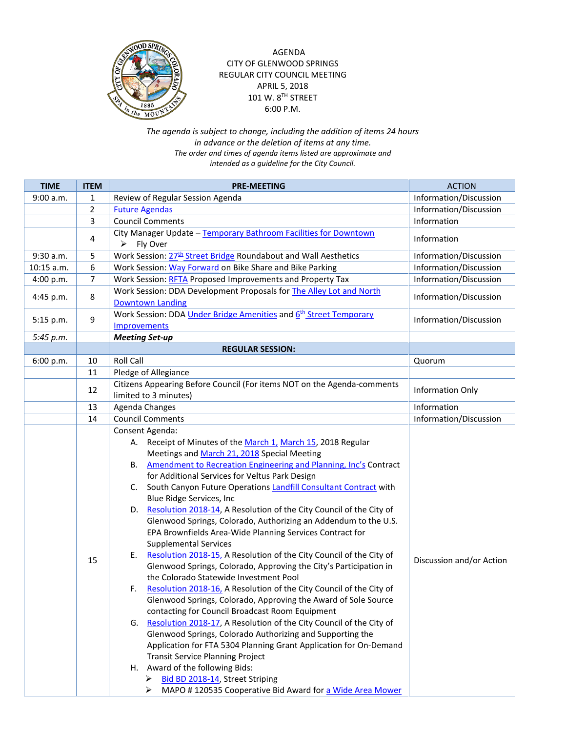# AGENDA
## CITY OF GLENWOOD SPRINGS
## REGULAR CITY COUNCIL MEETING
## APRIL 5, 2018
## 101 W. 8TH STREET
## 6:00 P.M.

*The agenda is subject to change, including the addition of items 24 hours in advance or the deletion of items at any time.*
*The order and times of agenda items listed are approximate and intended as a guideline for the City Council.*

| TIME | ITEM | PRE-MEETING | ACTION |
|---|---|---|---|
| 9:00 a.m. | 1 | Review of Regular Session Agenda | Information/Discussion |
| | 2 | Future Agendas | Information/Discussion |
| | 3 | Council Comments | Information |
| | 4 | City Manager Update – Temporary Bathroom Facilities for Downtown<br>➢ Fly Over | Information |
| 9:30 a.m. | 5 | Work Session: 27th Street Bridge Roundabout and Wall Aesthetics | Information/Discussion |
| 10:15 a.m. | 6 | Work Session: Way Forward on Bike Share and Bike Parking | Information/Discussion |
| 4:00 p.m. | 7 | Work Session: RFTA Proposed Improvements and Property Tax | Information/Discussion |
| 4:45 p.m. | 8 | Work Session: DDA Development Proposals for The Alley Lot and North Downtown Landing | Information/Discussion |
| 5:15 p.m. | 9 | Work Session: DDA Under Bridge Amenities and 6th Street Temporary Improvements | Information/Discussion |
| *5:45 p.m.* | | ***Meeting Set-up*** | |
| | | **REGULAR SESSION:** | |
| 6:00 p.m. | 10 | Roll Call | Quorum |
| | 11 | Pledge of Allegiance | |
| | 12 | Citizens Appearing Before Council (For items NOT on the Agenda-comments limited to 3 minutes) | Information Only |
| | 13 | Agenda Changes | Information |
| | 14 | Council Comments | Information/Discussion |
| | 15 | Consent Agenda:<br>A. Receipt of Minutes of the March 1, March 15, 2018 Regular Meetings and March 21, 2018 Special Meeting<br>B. Amendment to Recreation Engineering and Planning, Inc's Contract for Additional Services for Veltus Park Design<br>C. South Canyon Future Operations Landfill Consultant Contract with Blue Ridge Services, Inc<br>D. Resolution 2018-14, A Resolution of the City Council of the City of Glenwood Springs, Colorado, Authorizing an Addendum to the U.S. EPA Brownfields Area-Wide Planning Services Contract for Supplemental Services<br>E. Resolution 2018-15, A Resolution of the City Council of the City of Glenwood Springs, Colorado, Approving the City's Participation in the Colorado Statewide Investment Pool<br>F. Resolution 2018-16, A Resolution of the City Council of the City of Glenwood Springs, Colorado, Approving the Award of Sole Source contacting for Council Broadcast Room Equipment<br>G. Resolution 2018-17, A Resolution of the City Council of the City of Glenwood Springs, Colorado Authorizing and Supporting the Application for FTA 5304 Planning Grant Application for On-Demand Transit Service Planning Project<br>H. Award of the following Bids:<br>➢ Bid BD 2018-14, Street Striping<br>➢ MAPO # 120535 Cooperative Bid Award for a Wide Area Mower | Discussion and/or Action |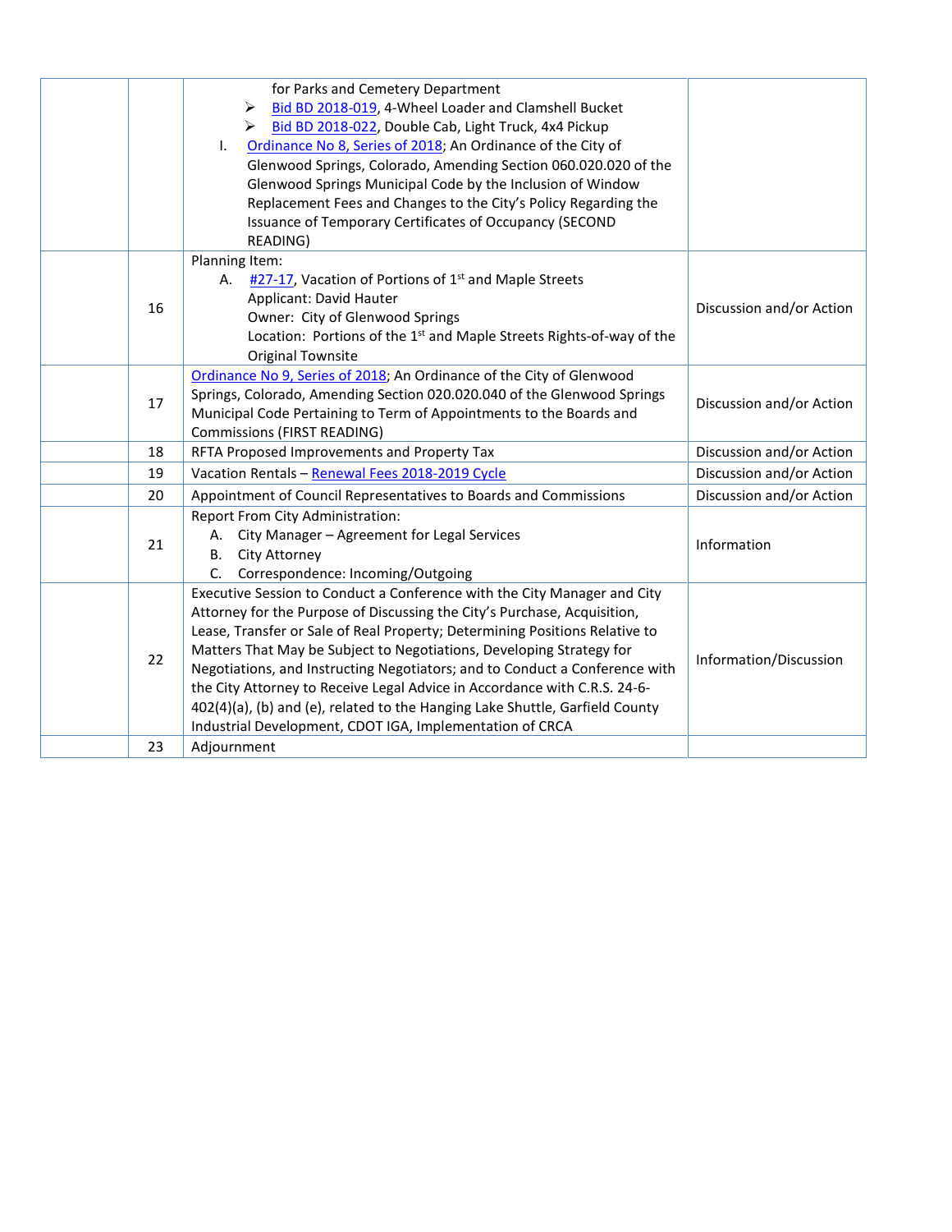| | | | |
|---|---|---|---|
| | | for Parks and Cemetery Department<br>➢ Bid BD 2018-019, 4-Wheel Loader and Clamshell Bucket<br>➢ Bid BD 2018-022, Double Cab, Light Truck, 4x4 Pickup<br>I. Ordinance No 8, Series of 2018; An Ordinance of the City of Glenwood Springs, Colorado, Amending Section 060.020.020 of the Glenwood Springs Municipal Code by the Inclusion of Window Replacement Fees and Changes to the City's Policy Regarding the Issuance of Temporary Certificates of Occupancy (SECOND READING) | |
| | 16 | Planning Item:<br>A. #27-17, Vacation of Portions of 1st and Maple Streets<br>Applicant: David Hauter<br>Owner: City of Glenwood Springs<br>Location: Portions of the 1st and Maple Streets Rights-of-way of the Original Townsite | Discussion and/or Action |
| | 17 | Ordinance No 9, Series of 2018; An Ordinance of the City of Glenwood Springs, Colorado, Amending Section 020.020.040 of the Glenwood Springs Municipal Code Pertaining to Term of Appointments to the Boards and Commissions (FIRST READING) | Discussion and/or Action |
| | 18 | RFTA Proposed Improvements and Property Tax | Discussion and/or Action |
| | 19 | Vacation Rentals – Renewal Fees 2018-2019 Cycle | Discussion and/or Action |
| | 20 | Appointment of Council Representatives to Boards and Commissions | Discussion and/or Action |
| | 21 | Report From City Administration:<br>A. City Manager – Agreement for Legal Services<br>B. City Attorney<br>C. Correspondence: Incoming/Outgoing | Information |
| | 22 | Executive Session to Conduct a Conference with the City Manager and City Attorney for the Purpose of Discussing the City's Purchase, Acquisition, Lease, Transfer or Sale of Real Property; Determining Positions Relative to Matters That May be Subject to Negotiations, Developing Strategy for Negotiations, and Instructing Negotiators; and to Conduct a Conference with the City Attorney to Receive Legal Advice in Accordance with C.R.S. 24-6-402(4)(a), (b) and (e), related to the Hanging Lake Shuttle, Garfield County Industrial Development, CDOT IGA, Implementation of CRCA | Information/Discussion |
| | 23 | Adjournment | |